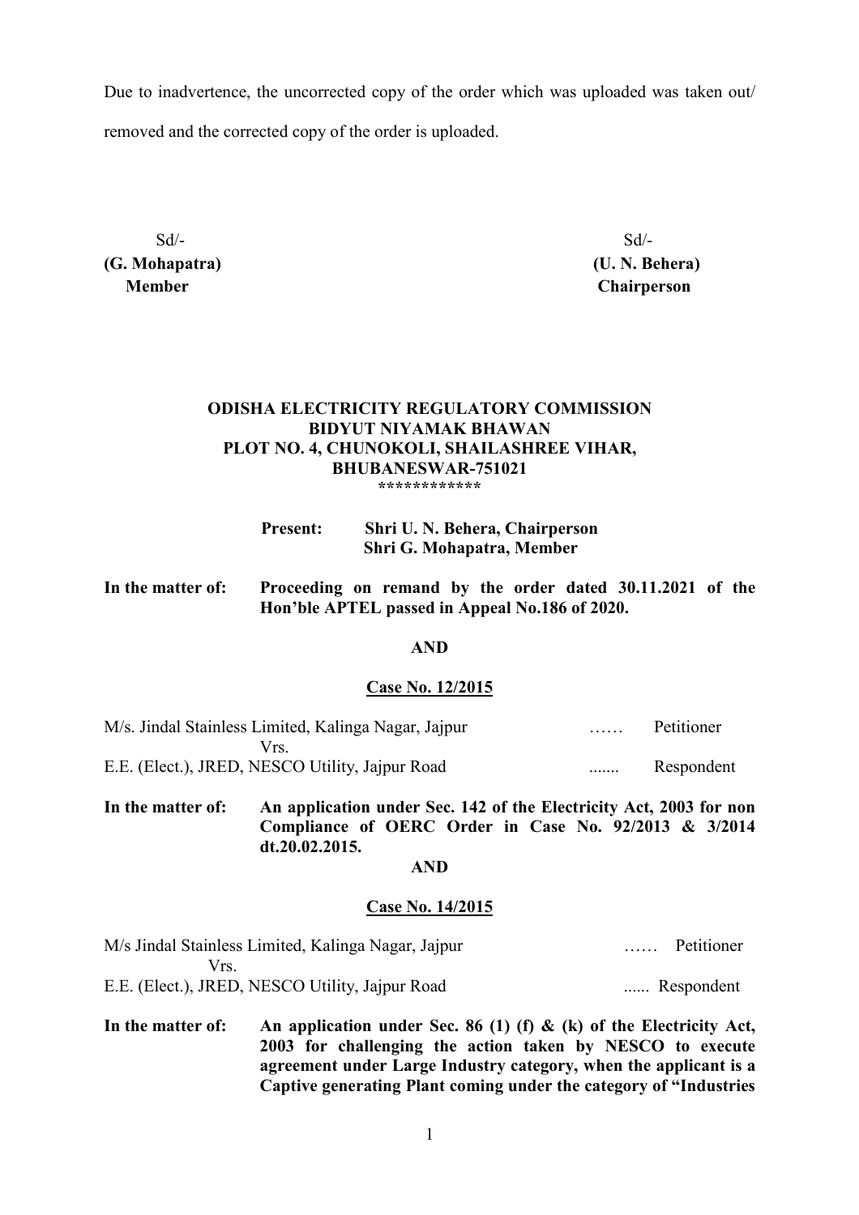Due to inadvertence, the uncorrected copy of the order which was uploaded was taken out/ removed and the corrected copy of the order is uploaded.

| Sd/- | Sd/- |
|---|---|
| **(G. Mohapatra)** | **(U. N. Behera)** |
| **Member** | **Chairperson** |

**ODISHA ELECTRICITY REGULATORY COMMISSION**
**BIDYUT NIYAMAK BHAWAN**
**PLOT NO. 4, CHUNOKOLI, SHAILASHREE VIHAR,**
**BHUBANESWAR-751021**
************

**Present: Shri U. N. Behera, Chairperson**
**Shri G. Mohapatra, Member**

**In the matter of: Proceeding on remand by the order dated 30.11.2021 of the Hon'ble APTEL passed in Appeal No.186 of 2020.**

**AND**

**Case No. 12/2015**

M/s. Jindal Stainless Limited, Kalinga Nagar, Jajpur …… Petitioner
Vrs.
E.E. (Elect.), JRED, NESCO Utility, Jajpur Road ....... Respondent

**In the matter of: An application under Sec. 142 of the Electricity Act, 2003 for non Compliance of OERC Order in Case No. 92/2013 & 3/2014 dt.20.02.2015.**

**AND**

**Case No. 14/2015**

M/s Jindal Stainless Limited, Kalinga Nagar, Jajpur …… Petitioner
Vrs.
E.E. (Elect.), JRED, NESCO Utility, Jajpur Road ...... Respondent

**In the matter of: An application under Sec. 86 (1) (f) & (k) of the Electricity Act, 2003 for challenging the action taken by NESCO to execute agreement under Large Industry category, when the applicant is a Captive generating Plant coming under the category of "Industries**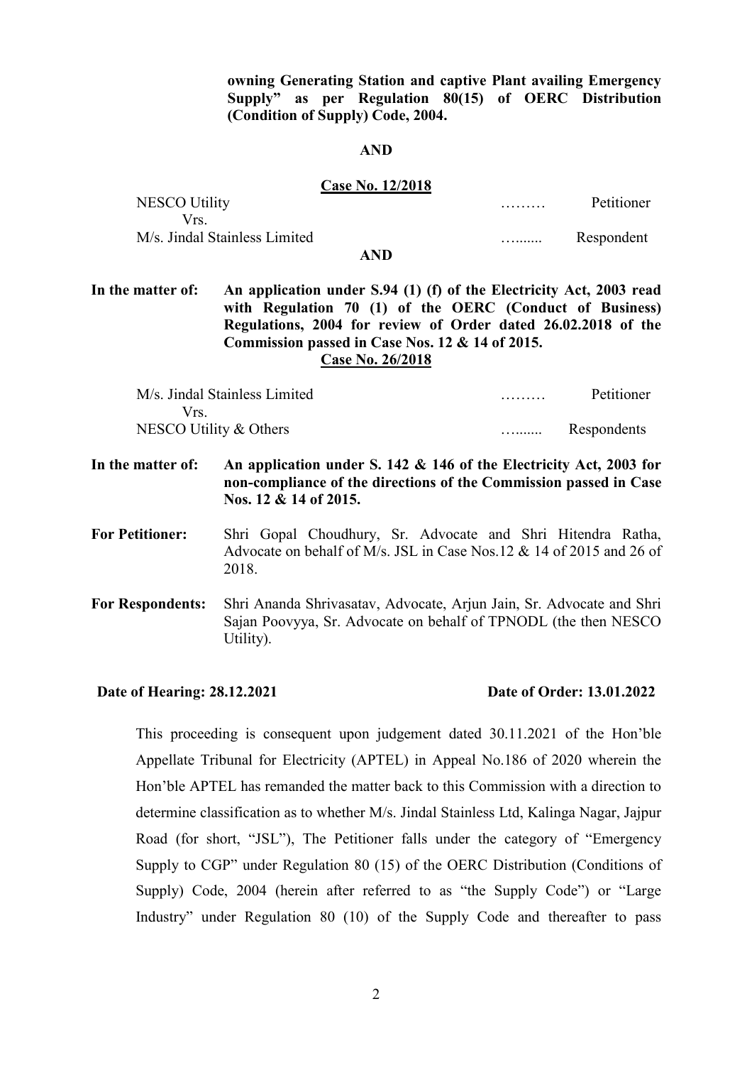**owning Generating Station and captive Plant availing Emergency Supply" as per Regulation 80(15) of OERC Distribution (Condition of Supply) Code, 2004.**

**AND**

**Case No. 12/2018**

| | | |
|---|---|---|
| NESCO Utility | ……… | Petitioner |
| Vrs. | | |
| M/s. Jindal Stainless Limited | …...... | Respondent |

**AND**

**In the matter of:** **An application under S.94 (1) (f) of the Electricity Act, 2003 read with Regulation 70 (1) of the OERC (Conduct of Business) Regulations, 2004 for review of Order dated 26.02.2018 of the Commission passed in Case Nos. 12 & 14 of 2015.**

**Case No. 26/2018**

| | | |
|---|---|---|
| M/s. Jindal Stainless Limited | ……… | Petitioner |
| Vrs. | | |
| NESCO Utility & Others | …...... | Respondents |

**In the matter of:** **An application under S. 142 & 146 of the Electricity Act, 2003 for non-compliance of the directions of the Commission passed in Case Nos. 12 & 14 of 2015.**

**For Petitioner:** Shri Gopal Choudhury, Sr. Advocate and Shri Hitendra Ratha, Advocate on behalf of M/s. JSL in Case Nos.12 & 14 of 2015 and 26 of 2018.

**For Respondents:** Shri Ananda Shrivasatav, Advocate, Arjun Jain, Sr. Advocate and Shri Sajan Poovyya, Sr. Advocate on behalf of TPNODL (the then NESCO Utility).

**Date of Hearing: 28.12.2021** **Date of Order: 13.01.2022**

This proceeding is consequent upon judgement dated 30.11.2021 of the Hon'ble Appellate Tribunal for Electricity (APTEL) in Appeal No.186 of 2020 wherein the Hon'ble APTEL has remanded the matter back to this Commission with a direction to determine classification as to whether M/s. Jindal Stainless Ltd, Kalinga Nagar, Jajpur Road (for short, "JSL"), The Petitioner falls under the category of "Emergency Supply to CGP" under Regulation 80 (15) of the OERC Distribution (Conditions of Supply) Code, 2004 (herein after referred to as "the Supply Code") or "Large Industry" under Regulation 80 (10) of the Supply Code and thereafter to pass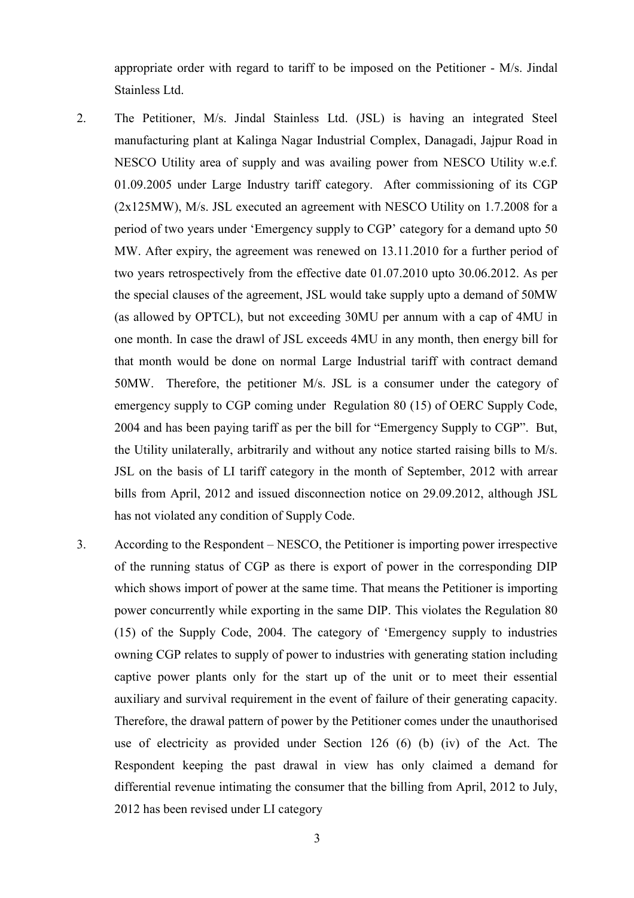appropriate order with regard to tariff to be imposed on the Petitioner - M/s. Jindal Stainless Ltd.

2. The Petitioner, M/s. Jindal Stainless Ltd. (JSL) is having an integrated Steel manufacturing plant at Kalinga Nagar Industrial Complex, Danagadi, Jajpur Road in NESCO Utility area of supply and was availing power from NESCO Utility w.e.f. 01.09.2005 under Large Industry tariff category. After commissioning of its CGP (2x125MW), M/s. JSL executed an agreement with NESCO Utility on 1.7.2008 for a period of two years under 'Emergency supply to CGP' category for a demand upto 50 MW. After expiry, the agreement was renewed on 13.11.2010 for a further period of two years retrospectively from the effective date 01.07.2010 upto 30.06.2012. As per the special clauses of the agreement, JSL would take supply upto a demand of 50MW (as allowed by OPTCL), but not exceeding 30MU per annum with a cap of 4MU in one month. In case the drawl of JSL exceeds 4MU in any month, then energy bill for that month would be done on normal Large Industrial tariff with contract demand 50MW. Therefore, the petitioner M/s. JSL is a consumer under the category of emergency supply to CGP coming under Regulation 80 (15) of OERC Supply Code, 2004 and has been paying tariff as per the bill for "Emergency Supply to CGP". But, the Utility unilaterally, arbitrarily and without any notice started raising bills to M/s. JSL on the basis of LI tariff category in the month of September, 2012 with arrear bills from April, 2012 and issued disconnection notice on 29.09.2012, although JSL has not violated any condition of Supply Code.

3. According to the Respondent – NESCO, the Petitioner is importing power irrespective of the running status of CGP as there is export of power in the corresponding DIP which shows import of power at the same time. That means the Petitioner is importing power concurrently while exporting in the same DIP. This violates the Regulation 80 (15) of the Supply Code, 2004. The category of 'Emergency supply to industries owning CGP relates to supply of power to industries with generating station including captive power plants only for the start up of the unit or to meet their essential auxiliary and survival requirement in the event of failure of their generating capacity. Therefore, the drawal pattern of power by the Petitioner comes under the unauthorised use of electricity as provided under Section 126 (6) (b) (iv) of the Act. The Respondent keeping the past drawal in view has only claimed a demand for differential revenue intimating the consumer that the billing from April, 2012 to July, 2012 has been revised under LI category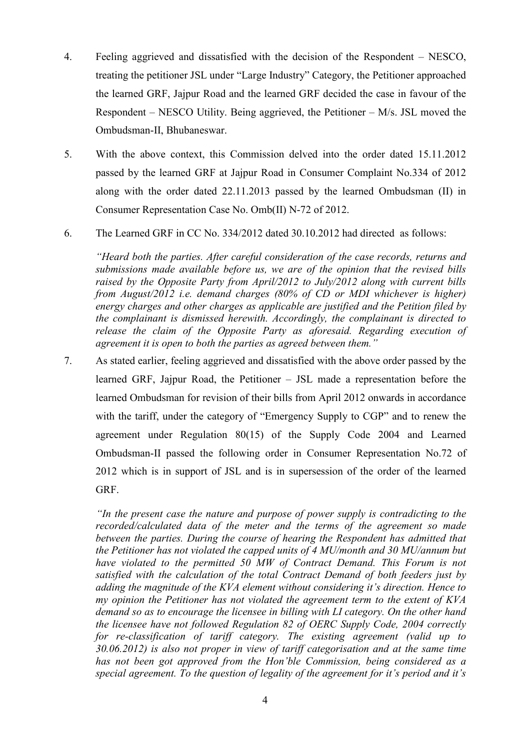4. Feeling aggrieved and dissatisfied with the decision of the Respondent – NESCO, treating the petitioner JSL under "Large Industry" Category, the Petitioner approached the learned GRF, Jajpur Road and the learned GRF decided the case in favour of the Respondent – NESCO Utility. Being aggrieved, the Petitioner – M/s. JSL moved the Ombudsman-II, Bhubaneswar.

5. With the above context, this Commission delved into the order dated 15.11.2012 passed by the learned GRF at Jajpur Road in Consumer Complaint No.334 of 2012 along with the order dated 22.11.2013 passed by the learned Ombudsman (II) in Consumer Representation Case No. Omb(II) N-72 of 2012.

6. The Learned GRF in CC No. 334/2012 dated 30.10.2012 had directed as follows:

   *"Heard both the parties. After careful consideration of the case records, returns and submissions made available before us, we are of the opinion that the revised bills raised by the Opposite Party from April/2012 to July/2012 along with current bills from August/2012 i.e. demand charges (80% of CD or MDI whichever is higher) energy charges and other charges as applicable are justified and the Petition filed by the complainant is dismissed herewith. Accordingly, the complainant is directed to release the claim of the Opposite Party as aforesaid. Regarding execution of agreement it is open to both the parties as agreed between them."*

7. As stated earlier, feeling aggrieved and dissatisfied with the above order passed by the learned GRF, Jajpur Road, the Petitioner – JSL made a representation before the learned Ombudsman for revision of their bills from April 2012 onwards in accordance with the tariff, under the category of "Emergency Supply to CGP" and to renew the agreement under Regulation 80(15) of the Supply Code 2004 and Learned Ombudsman-II passed the following order in Consumer Representation No.72 of 2012 which is in support of JSL and is in supersession of the order of the learned GRF.

   *"In the present case the nature and purpose of power supply is contradicting to the recorded/calculated data of the meter and the terms of the agreement so made between the parties. During the course of hearing the Respondent has admitted that the Petitioner has not violated the capped units of 4 MU/month and 30 MU/annum but have violated to the permitted 50 MW of Contract Demand. This Forum is not satisfied with the calculation of the total Contract Demand of both feeders just by adding the magnitude of the KVA element without considering it's direction. Hence to my opinion the Petitioner has not violated the agreement term to the extent of KVA demand so as to encourage the licensee in billing with LI category. On the other hand the licensee have not followed Regulation 82 of OERC Supply Code, 2004 correctly for re-classification of tariff category. The existing agreement (valid up to 30.06.2012) is also not proper in view of tariff categorisation and at the same time has not been got approved from the Hon'ble Commission, being considered as a special agreement. To the question of legality of the agreement for it's period and it's*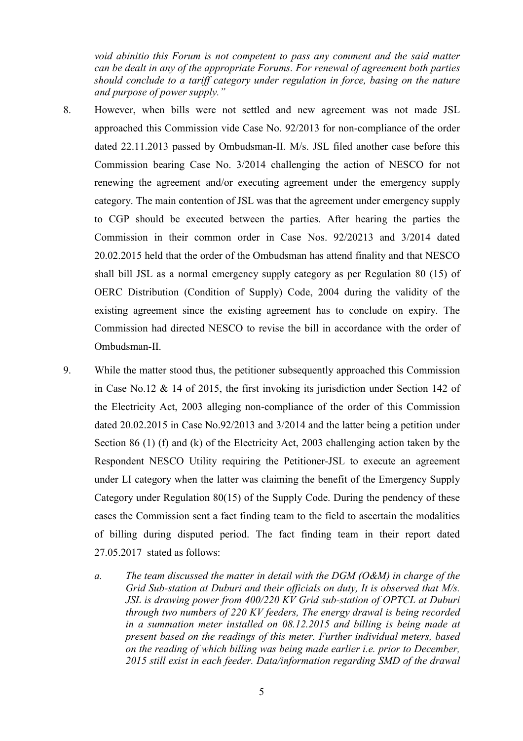*void abinitio this Forum is not competent to pass any comment and the said matter can be dealt in any of the appropriate Forums. For renewal of agreement both parties should conclude to a tariff category under regulation in force, basing on the nature and purpose of power supply."*

8. However, when bills were not settled and new agreement was not made JSL approached this Commission vide Case No. 92/2013 for non-compliance of the order dated 22.11.2013 passed by Ombudsman-II. M/s. JSL filed another case before this Commission bearing Case No. 3/2014 challenging the action of NESCO for not renewing the agreement and/or executing agreement under the emergency supply category. The main contention of JSL was that the agreement under emergency supply to CGP should be executed between the parties. After hearing the parties the Commission in their common order in Case Nos. 92/20213 and 3/2014 dated 20.02.2015 held that the order of the Ombudsman has attend finality and that NESCO shall bill JSL as a normal emergency supply category as per Regulation 80 (15) of OERC Distribution (Condition of Supply) Code, 2004 during the validity of the existing agreement since the existing agreement has to conclude on expiry. The Commission had directed NESCO to revise the bill in accordance with the order of Ombudsman-II.

9. While the matter stood thus, the petitioner subsequently approached this Commission in Case No.12 & 14 of 2015, the first invoking its jurisdiction under Section 142 of the Electricity Act, 2003 alleging non-compliance of the order of this Commission dated 20.02.2015 in Case No.92/2013 and 3/2014 and the latter being a petition under Section 86 (1) (f) and (k) of the Electricity Act, 2003 challenging action taken by the Respondent NESCO Utility requiring the Petitioner-JSL to execute an agreement under LI category when the latter was claiming the benefit of the Emergency Supply Category under Regulation 80(15) of the Supply Code. During the pendency of these cases the Commission sent a fact finding team to the field to ascertain the modalities of billing during disputed period. The fact finding team in their report dated 27.05.2017 stated as follows:

    a. *The team discussed the matter in detail with the DGM (O&M) in charge of the Grid Sub-station at Duburi and their officials on duty, It is observed that M/s. JSL is drawing power from 400/220 KV Grid sub-station of OPTCL at Duburi through two numbers of 220 KV feeders, The energy drawal is being recorded in a summation meter installed on 08.12.2015 and billing is being made at present based on the readings of this meter. Further individual meters, based on the reading of which billing was being made earlier i.e. prior to December, 2015 still exist in each feeder. Data/information regarding SMD of the drawal*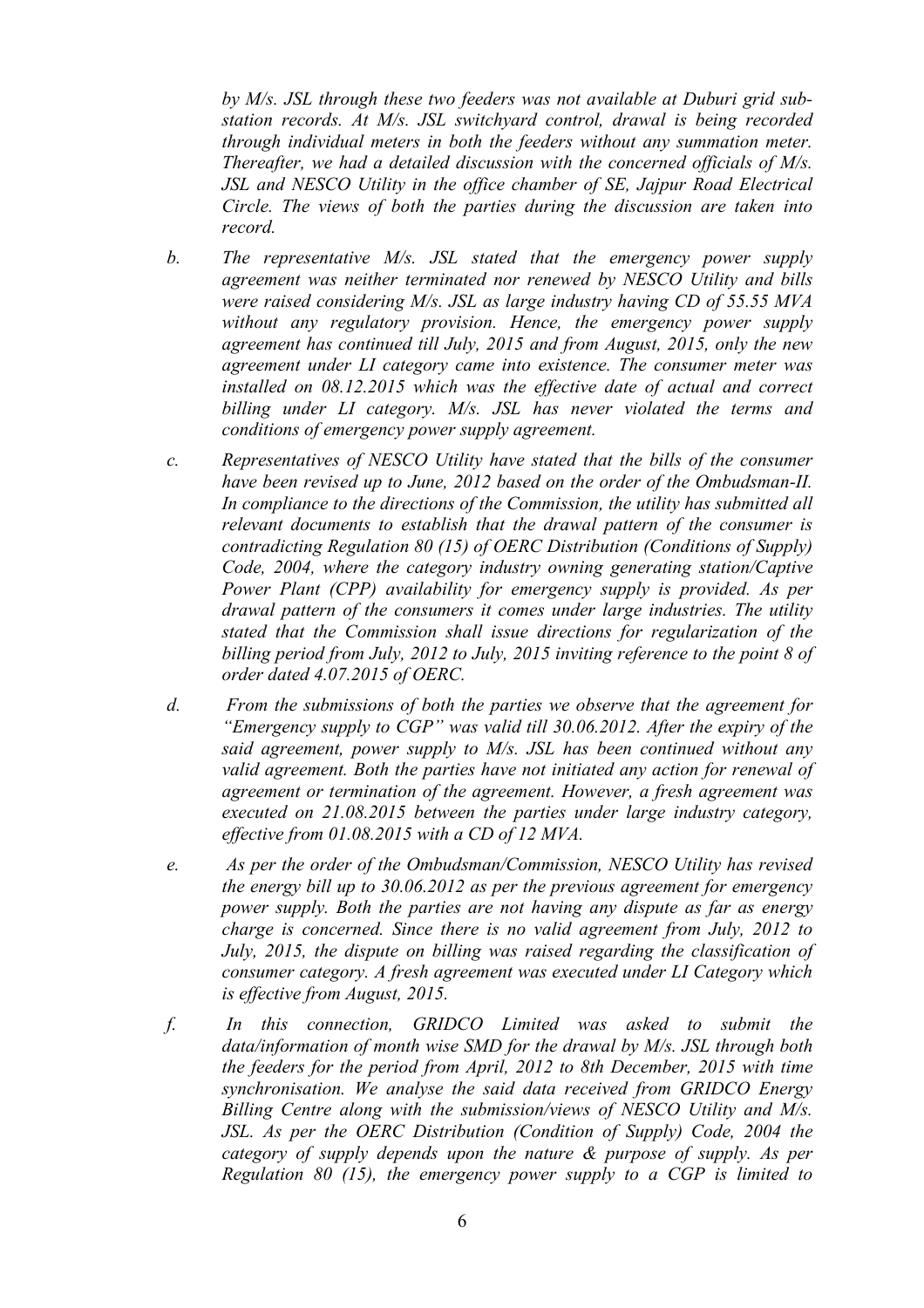*by M/s. JSL through these two feeders was not available at Duburi grid sub-station records. At M/s. JSL switchyard control, drawal is being recorded through individual meters in both the feeders without any summation meter. Thereafter, we had a detailed discussion with the concerned officials of M/s. JSL and NESCO Utility in the office chamber of SE, Jajpur Road Electrical Circle. The views of both the parties during the discussion are taken into record.*

*b. The representative M/s. JSL stated that the emergency power supply agreement was neither terminated nor renewed by NESCO Utility and bills were raised considering M/s. JSL as large industry having CD of 55.55 MVA without any regulatory provision. Hence, the emergency power supply agreement has continued till July, 2015 and from August, 2015, only the new agreement under LI category came into existence. The consumer meter was installed on 08.12.2015 which was the effective date of actual and correct billing under LI category. M/s. JSL has never violated the terms and conditions of emergency power supply agreement.*

*c. Representatives of NESCO Utility have stated that the bills of the consumer have been revised up to June, 2012 based on the order of the Ombudsman-II. In compliance to the directions of the Commission, the utility has submitted all relevant documents to establish that the drawal pattern of the consumer is contradicting Regulation 80 (15) of OERC Distribution (Conditions of Supply) Code, 2004, where the category industry owning generating station/Captive Power Plant (CPP) availability for emergency supply is provided. As per drawal pattern of the consumers it comes under large industries. The utility stated that the Commission shall issue directions for regularization of the billing period from July, 2012 to July, 2015 inviting reference to the point 8 of order dated 4.07.2015 of OERC.*

*d. From the submissions of both the parties we observe that the agreement for "Emergency supply to CGP" was valid till 30.06.2012. After the expiry of the said agreement, power supply to M/s. JSL has been continued without any valid agreement. Both the parties have not initiated any action for renewal of agreement or termination of the agreement. However, a fresh agreement was executed on 21.08.2015 between the parties under large industry category, effective from 01.08.2015 with a CD of 12 MVA.*

*e. As per the order of the Ombudsman/Commission, NESCO Utility has revised the energy bill up to 30.06.2012 as per the previous agreement for emergency power supply. Both the parties are not having any dispute as far as energy charge is concerned. Since there is no valid agreement from July, 2012 to July, 2015, the dispute on billing was raised regarding the classification of consumer category. A fresh agreement was executed under LI Category which is effective from August, 2015.*

*f. In this connection, GRIDCO Limited was asked to submit the data/information of month wise SMD for the drawal by M/s. JSL through both the feeders for the period from April, 2012 to 8th December, 2015 with time synchronisation. We analyse the said data received from GRIDCO Energy Billing Centre along with the submission/views of NESCO Utility and M/s. JSL. As per the OERC Distribution (Condition of Supply) Code, 2004 the category of supply depends upon the nature & purpose of supply. As per Regulation 80 (15), the emergency power supply to a CGP is limited to*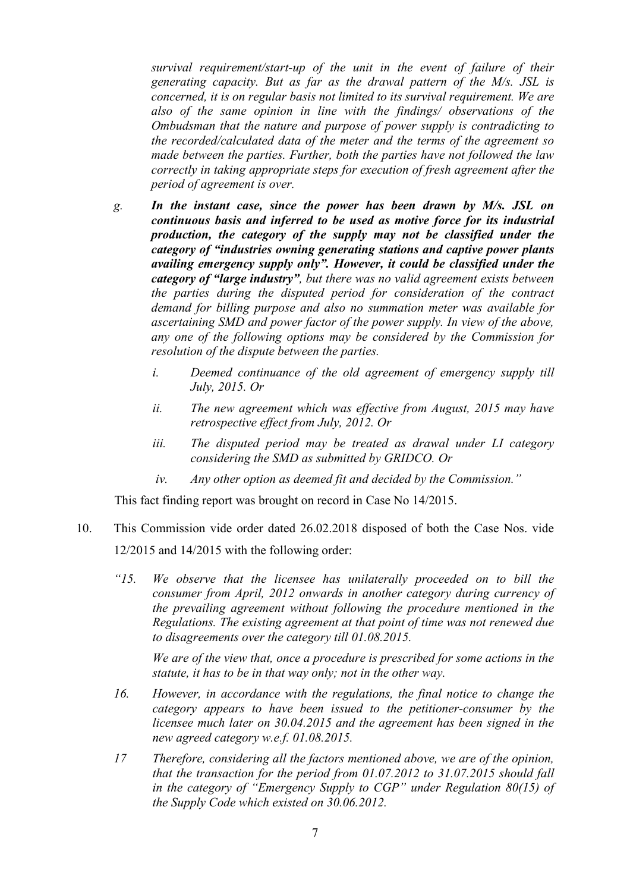*survival requirement/start-up of the unit in the event of failure of their generating capacity. But as far as the drawal pattern of the M/s. JSL is concerned, it is on regular basis not limited to its survival requirement. We are also of the same opinion in line with the findings/ observations of the Ombudsman that the nature and purpose of power supply is contradicting to the recorded/calculated data of the meter and the terms of the agreement so made between the parties. Further, both the parties have not followed the law correctly in taking appropriate steps for execution of fresh agreement after the period of agreement is over.*

*g.* ***In the instant case, since the power has been drawn by M/s. JSL on continuous basis and inferred to be used as motive force for its industrial production, the category of the supply may not be classified under the category of "industries owning generating stations and captive power plants availing emergency supply only". However, it could be classified under the category of "large industry"****, but there was no valid agreement exists between the parties during the disputed period for consideration of the contract demand for billing purpose and also no summation meter was available for ascertaining SMD and power factor of the power supply. In view of the above, any one of the following options may be considered by the Commission for resolution of the dispute between the parties.*

*i. Deemed continuance of the old agreement of emergency supply till July, 2015. Or*

*ii. The new agreement which was effective from August, 2015 may have retrospective effect from July, 2012. Or*

*iii. The disputed period may be treated as drawal under LI category considering the SMD as submitted by GRIDCO. Or*

*iv. Any other option as deemed fit and decided by the Commission."*

This fact finding report was brought on record in Case No 14/2015.

10. This Commission vide order dated 26.02.2018 disposed of both the Case Nos. vide 12/2015 and 14/2015 with the following order:

*"15. We observe that the licensee has unilaterally proceeded on to bill the consumer from April, 2012 onwards in another category during currency of the prevailing agreement without following the procedure mentioned in the Regulations. The existing agreement at that point of time was not renewed due to disagreements over the category till 01.08.2015.*

*We are of the view that, once a procedure is prescribed for some actions in the statute, it has to be in that way only; not in the other way.*

*16. However, in accordance with the regulations, the final notice to change the category appears to have been issued to the petitioner-consumer by the licensee much later on 30.04.2015 and the agreement has been signed in the new agreed category w.e.f. 01.08.2015.*

*17 Therefore, considering all the factors mentioned above, we are of the opinion, that the transaction for the period from 01.07.2012 to 31.07.2015 should fall in the category of "Emergency Supply to CGP" under Regulation 80(15) of the Supply Code which existed on 30.06.2012.*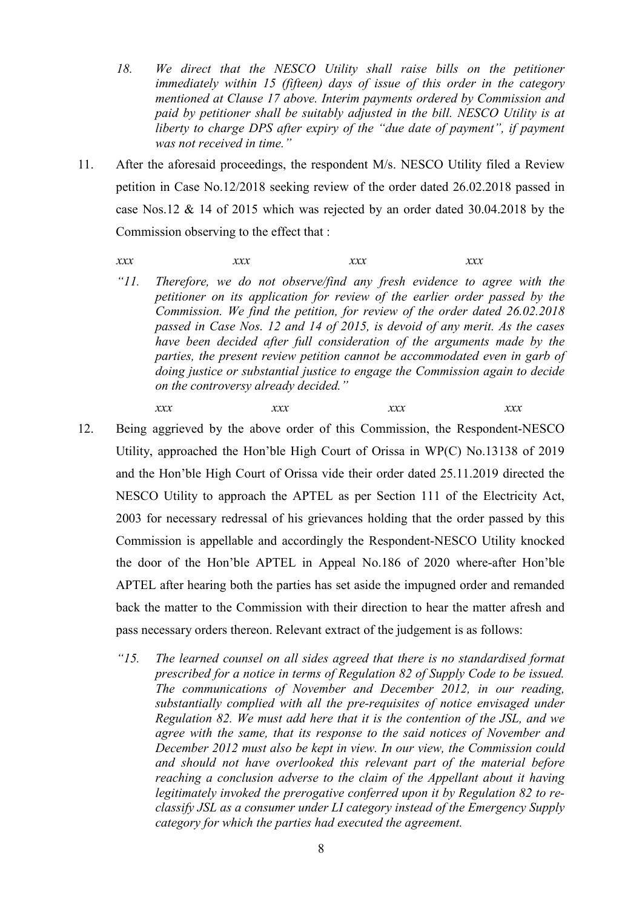*18. We direct that the NESCO Utility shall raise bills on the petitioner immediately within 15 (fifteen) days of issue of this order in the category mentioned at Clause 17 above. Interim payments ordered by Commission and paid by petitioner shall be suitably adjusted in the bill. NESCO Utility is at liberty to charge DPS after expiry of the "due date of payment", if payment was not received in time."*

11. After the aforesaid proceedings, the respondent M/s. NESCO Utility filed a Review petition in Case No.12/2018 seeking review of the order dated 26.02.2018 passed in case Nos.12 & 14 of 2015 which was rejected by an order dated 30.04.2018 by the Commission observing to the effect that :

*xxx xxx xxx xxx*

*"11. Therefore, we do not observe/find any fresh evidence to agree with the petitioner on its application for review of the earlier order passed by the Commission. We find the petition, for review of the order dated 26.02.2018 passed in Case Nos. 12 and 14 of 2015, is devoid of any merit. As the cases have been decided after full consideration of the arguments made by the parties, the present review petition cannot be accommodated even in garb of doing justice or substantial justice to engage the Commission again to decide on the controversy already decided."*

*xxx xxx xxx xxx*

12. Being aggrieved by the above order of this Commission, the Respondent-NESCO Utility, approached the Hon'ble High Court of Orissa in WP(C) No.13138 of 2019 and the Hon'ble High Court of Orissa vide their order dated 25.11.2019 directed the NESCO Utility to approach the APTEL as per Section 111 of the Electricity Act, 2003 for necessary redressal of his grievances holding that the order passed by this Commission is appellable and accordingly the Respondent-NESCO Utility knocked the door of the Hon'ble APTEL in Appeal No.186 of 2020 where-after Hon'ble APTEL after hearing both the parties has set aside the impugned order and remanded back the matter to the Commission with their direction to hear the matter afresh and pass necessary orders thereon. Relevant extract of the judgement is as follows:

*"15. The learned counsel on all sides agreed that there is no standardised format prescribed for a notice in terms of Regulation 82 of Supply Code to be issued. The communications of November and December 2012, in our reading, substantially complied with all the pre-requisites of notice envisaged under Regulation 82. We must add here that it is the contention of the JSL, and we agree with the same, that its response to the said notices of November and December 2012 must also be kept in view. In our view, the Commission could and should not have overlooked this relevant part of the material before reaching a conclusion adverse to the claim of the Appellant about it having legitimately invoked the prerogative conferred upon it by Regulation 82 to re-classify JSL as a consumer under LI category instead of the Emergency Supply category for which the parties had executed the agreement.*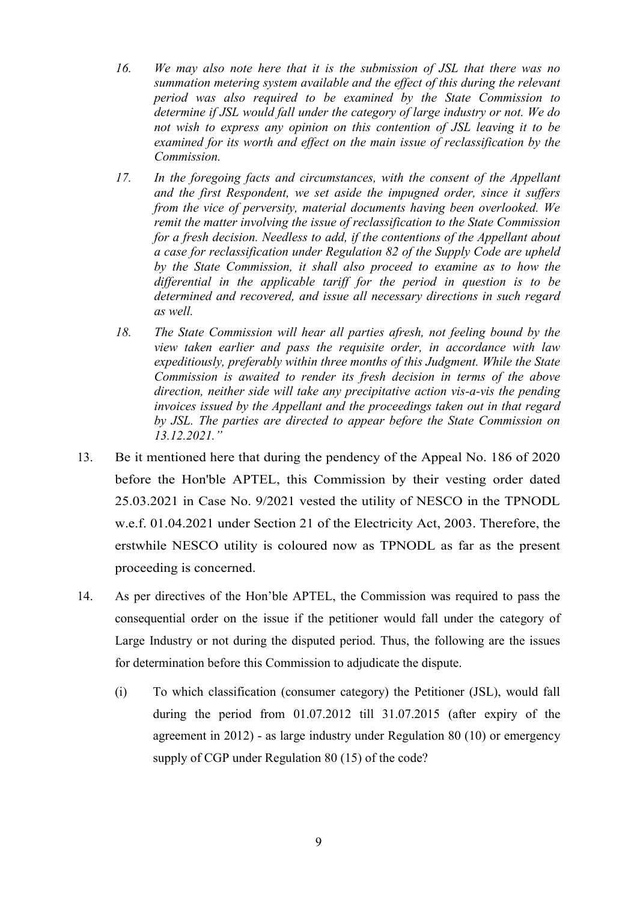*16. We may also note here that it is the submission of JSL that there was no summation metering system available and the effect of this during the relevant period was also required to be examined by the State Commission to determine if JSL would fall under the category of large industry or not. We do not wish to express any opinion on this contention of JSL leaving it to be examined for its worth and effect on the main issue of reclassification by the Commission.*

*17. In the foregoing facts and circumstances, with the consent of the Appellant and the first Respondent, we set aside the impugned order, since it suffers from the vice of perversity, material documents having been overlooked. We remit the matter involving the issue of reclassification to the State Commission for a fresh decision. Needless to add, if the contentions of the Appellant about a case for reclassification under Regulation 82 of the Supply Code are upheld by the State Commission, it shall also proceed to examine as to how the differential in the applicable tariff for the period in question is to be determined and recovered, and issue all necessary directions in such regard as well.*

*18. The State Commission will hear all parties afresh, not feeling bound by the view taken earlier and pass the requisite order, in accordance with law expeditiously, preferably within three months of this Judgment. While the State Commission is awaited to render its fresh decision in terms of the above direction, neither side will take any precipitative action vis-a-vis the pending invoices issued by the Appellant and the proceedings taken out in that regard by JSL. The parties are directed to appear before the State Commission on 13.12.2021."*

13. Be it mentioned here that during the pendency of the Appeal No. 186 of 2020 before the Hon'ble APTEL, this Commission by their vesting order dated 25.03.2021 in Case No. 9/2021 vested the utility of NESCO in the TPNODL w.e.f. 01.04.2021 under Section 21 of the Electricity Act, 2003. Therefore, the erstwhile NESCO utility is coloured now as TPNODL as far as the present proceeding is concerned.

14. As per directives of the Hon'ble APTEL, the Commission was required to pass the consequential order on the issue if the petitioner would fall under the category of Large Industry or not during the disputed period. Thus, the following are the issues for determination before this Commission to adjudicate the dispute.

    (i) To which classification (consumer category) the Petitioner (JSL), would fall during the period from 01.07.2012 till 31.07.2015 (after expiry of the agreement in 2012) - as large industry under Regulation 80 (10) or emergency supply of CGP under Regulation 80 (15) of the code?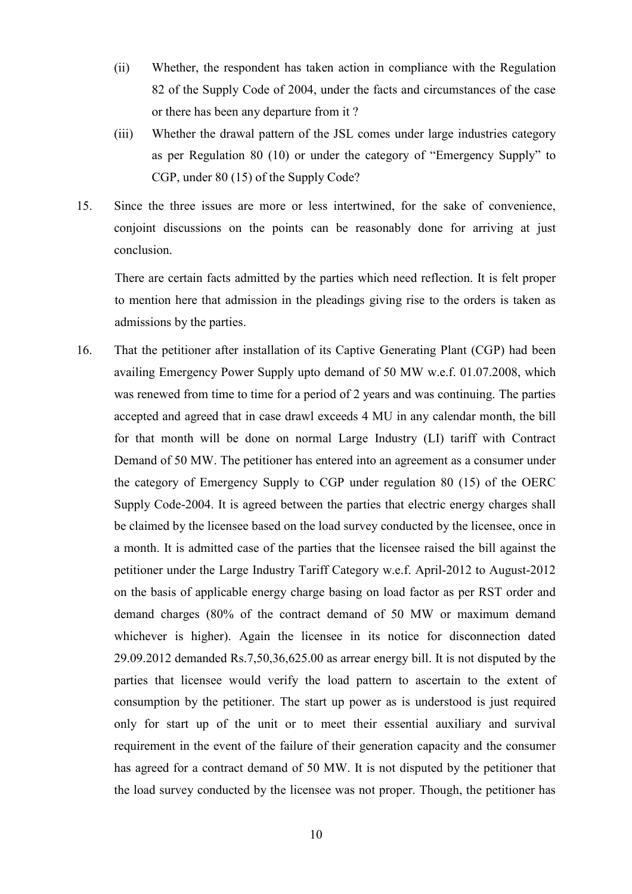(ii) Whether, the respondent has taken action in compliance with the Regulation 82 of the Supply Code of 2004, under the facts and circumstances of the case or there has been any departure from it ?

(iii) Whether the drawal pattern of the JSL comes under large industries category as per Regulation 80 (10) or under the category of "Emergency Supply" to CGP, under 80 (15) of the Supply Code?

15. Since the three issues are more or less intertwined, for the sake of convenience, conjoint discussions on the points can be reasonably done for arriving at just conclusion.

    There are certain facts admitted by the parties which need reflection. It is felt proper to mention here that admission in the pleadings giving rise to the orders is taken as admissions by the parties.

16. That the petitioner after installation of its Captive Generating Plant (CGP) had been availing Emergency Power Supply upto demand of 50 MW w.e.f. 01.07.2008, which was renewed from time to time for a period of 2 years and was continuing. The parties accepted and agreed that in case drawl exceeds 4 MU in any calendar month, the bill for that month will be done on normal Large Industry (LI) tariff with Contract Demand of 50 MW. The petitioner has entered into an agreement as a consumer under the category of Emergency Supply to CGP under regulation 80 (15) of the OERC Supply Code-2004. It is agreed between the parties that electric energy charges shall be claimed by the licensee based on the load survey conducted by the licensee, once in a month. It is admitted case of the parties that the licensee raised the bill against the petitioner under the Large Industry Tariff Category w.e.f. April-2012 to August-2012 on the basis of applicable energy charge basing on load factor as per RST order and demand charges (80% of the contract demand of 50 MW or maximum demand whichever is higher). Again the licensee in its notice for disconnection dated 29.09.2012 demanded Rs.7,50,36,625.00 as arrear energy bill. It is not disputed by the parties that licensee would verify the load pattern to ascertain to the extent of consumption by the petitioner. The start up power as is understood is just required only for start up of the unit or to meet their essential auxiliary and survival requirement in the event of the failure of their generation capacity and the consumer has agreed for a contract demand of 50 MW. It is not disputed by the petitioner that the load survey conducted by the licensee was not proper. Though, the petitioner has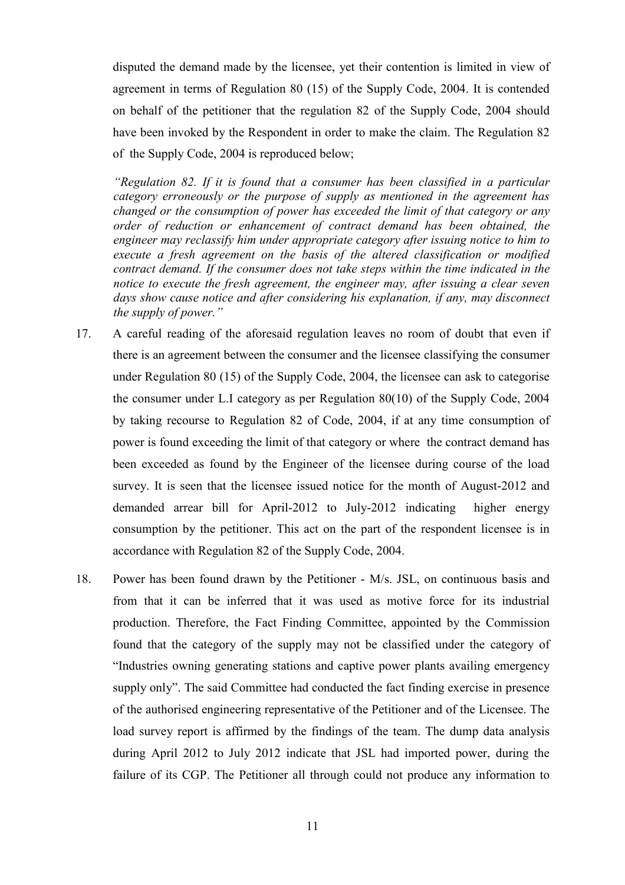disputed the demand made by the licensee, yet their contention is limited in view of agreement in terms of Regulation 80 (15) of the Supply Code, 2004. It is contended on behalf of the petitioner that the regulation 82 of the Supply Code, 2004 should have been invoked by the Respondent in order to make the claim. The Regulation 82 of the Supply Code, 2004 is reproduced below;

> *"Regulation 82. If it is found that a consumer has been classified in a particular category erroneously or the purpose of supply as mentioned in the agreement has changed or the consumption of power has exceeded the limit of that category or any order of reduction or enhancement of contract demand has been obtained, the engineer may reclassify him under appropriate category after issuing notice to him to execute a fresh agreement on the basis of the altered classification or modified contract demand. If the consumer does not take steps within the time indicated in the notice to execute the fresh agreement, the engineer may, after issuing a clear seven days show cause notice and after considering his explanation, if any, may disconnect the supply of power."*

17. A careful reading of the aforesaid regulation leaves no room of doubt that even if there is an agreement between the consumer and the licensee classifying the consumer under Regulation 80 (15) of the Supply Code, 2004, the licensee can ask to categorise the consumer under L.I category as per Regulation 80(10) of the Supply Code, 2004 by taking recourse to Regulation 82 of Code, 2004, if at any time consumption of power is found exceeding the limit of that category or where the contract demand has been exceeded as found by the Engineer of the licensee during course of the load survey. It is seen that the licensee issued notice for the month of August-2012 and demanded arrear bill for April-2012 to July-2012 indicating higher energy consumption by the petitioner. This act on the part of the respondent licensee is in accordance with Regulation 82 of the Supply Code, 2004.

18. Power has been found drawn by the Petitioner - M/s. JSL, on continuous basis and from that it can be inferred that it was used as motive force for its industrial production. Therefore, the Fact Finding Committee, appointed by the Commission found that the category of the supply may not be classified under the category of "Industries owning generating stations and captive power plants availing emergency supply only". The said Committee had conducted the fact finding exercise in presence of the authorised engineering representative of the Petitioner and of the Licensee. The load survey report is affirmed by the findings of the team. The dump data analysis during April 2012 to July 2012 indicate that JSL had imported power, during the failure of its CGP. The Petitioner all through could not produce any information to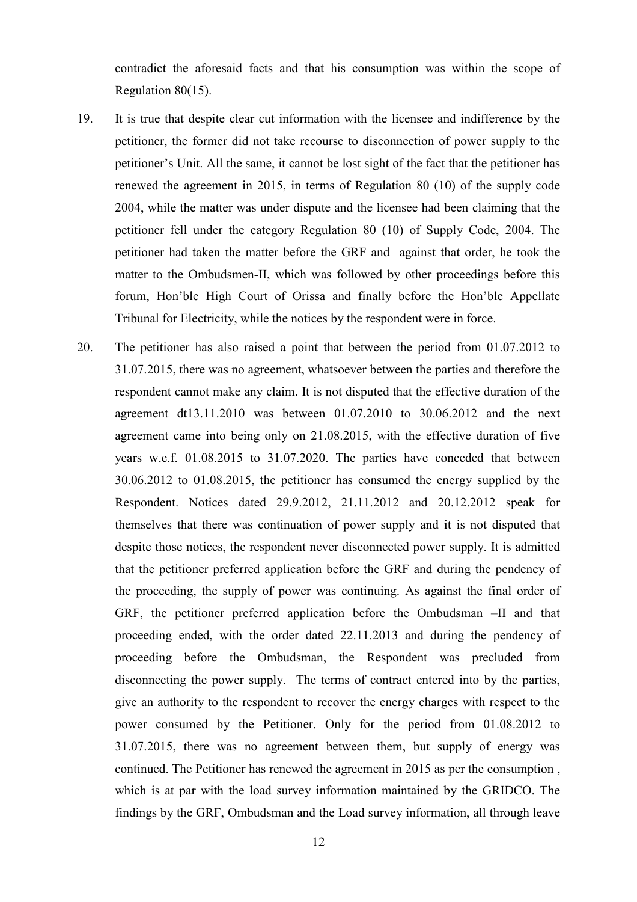contradict the aforesaid facts and that his consumption was within the scope of Regulation 80(15).

19. It is true that despite clear cut information with the licensee and indifference by the petitioner, the former did not take recourse to disconnection of power supply to the petitioner's Unit. All the same, it cannot be lost sight of the fact that the petitioner has renewed the agreement in 2015, in terms of Regulation 80 (10) of the supply code 2004, while the matter was under dispute and the licensee had been claiming that the petitioner fell under the category Regulation 80 (10) of Supply Code, 2004. The petitioner had taken the matter before the GRF and against that order, he took the matter to the Ombudsmen-II, which was followed by other proceedings before this forum, Hon'ble High Court of Orissa and finally before the Hon'ble Appellate Tribunal for Electricity, while the notices by the respondent were in force.

20. The petitioner has also raised a point that between the period from 01.07.2012 to 31.07.2015, there was no agreement, whatsoever between the parties and therefore the respondent cannot make any claim. It is not disputed that the effective duration of the agreement dt13.11.2010 was between 01.07.2010 to 30.06.2012 and the next agreement came into being only on 21.08.2015, with the effective duration of five years w.e.f. 01.08.2015 to 31.07.2020. The parties have conceded that between 30.06.2012 to 01.08.2015, the petitioner has consumed the energy supplied by the Respondent. Notices dated 29.9.2012, 21.11.2012 and 20.12.2012 speak for themselves that there was continuation of power supply and it is not disputed that despite those notices, the respondent never disconnected power supply. It is admitted that the petitioner preferred application before the GRF and during the pendency of the proceeding, the supply of power was continuing. As against the final order of GRF, the petitioner preferred application before the Ombudsman –II and that proceeding ended, with the order dated 22.11.2013 and during the pendency of proceeding before the Ombudsman, the Respondent was precluded from disconnecting the power supply. The terms of contract entered into by the parties, give an authority to the respondent to recover the energy charges with respect to the power consumed by the Petitioner. Only for the period from 01.08.2012 to 31.07.2015, there was no agreement between them, but supply of energy was continued. The Petitioner has renewed the agreement in 2015 as per the consumption , which is at par with the load survey information maintained by the GRIDCO. The findings by the GRF, Ombudsman and the Load survey information, all through leave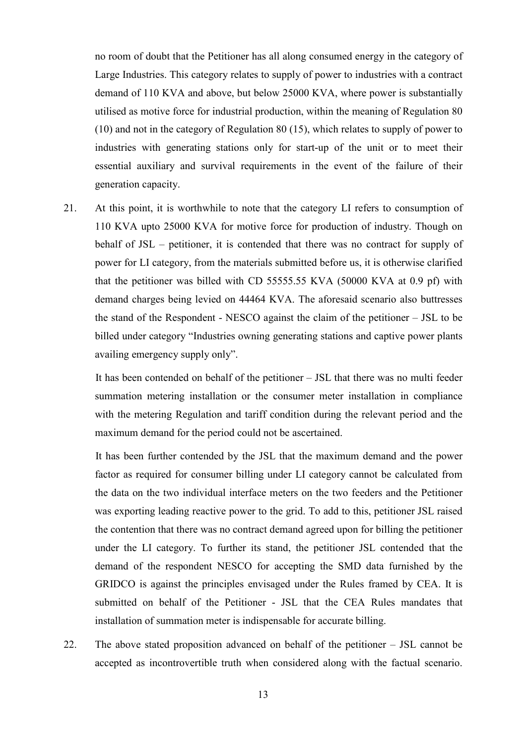no room of doubt that the Petitioner has all along consumed energy in the category of Large Industries. This category relates to supply of power to industries with a contract demand of 110 KVA and above, but below 25000 KVA, where power is substantially utilised as motive force for industrial production, within the meaning of Regulation 80 (10) and not in the category of Regulation 80 (15), which relates to supply of power to industries with generating stations only for start-up of the unit or to meet their essential auxiliary and survival requirements in the event of the failure of their generation capacity.

21. At this point, it is worthwhile to note that the category LI refers to consumption of 110 KVA upto 25000 KVA for motive force for production of industry. Though on behalf of JSL – petitioner, it is contended that there was no contract for supply of power for LI category, from the materials submitted before us, it is otherwise clarified that the petitioner was billed with CD 55555.55 KVA (50000 KVA at 0.9 pf) with demand charges being levied on 44464 KVA. The aforesaid scenario also buttresses the stand of the Respondent - NESCO against the claim of the petitioner – JSL to be billed under category "Industries owning generating stations and captive power plants availing emergency supply only".

    It has been contended on behalf of the petitioner – JSL that there was no multi feeder summation metering installation or the consumer meter installation in compliance with the metering Regulation and tariff condition during the relevant period and the maximum demand for the period could not be ascertained.

    It has been further contended by the JSL that the maximum demand and the power factor as required for consumer billing under LI category cannot be calculated from the data on the two individual interface meters on the two feeders and the Petitioner was exporting leading reactive power to the grid. To add to this, petitioner JSL raised the contention that there was no contract demand agreed upon for billing the petitioner under the LI category. To further its stand, the petitioner JSL contended that the demand of the respondent NESCO for accepting the SMD data furnished by the GRIDCO is against the principles envisaged under the Rules framed by CEA. It is submitted on behalf of the Petitioner - JSL that the CEA Rules mandates that installation of summation meter is indispensable for accurate billing.

22. The above stated proposition advanced on behalf of the petitioner – JSL cannot be accepted as incontrovertible truth when considered along with the factual scenario.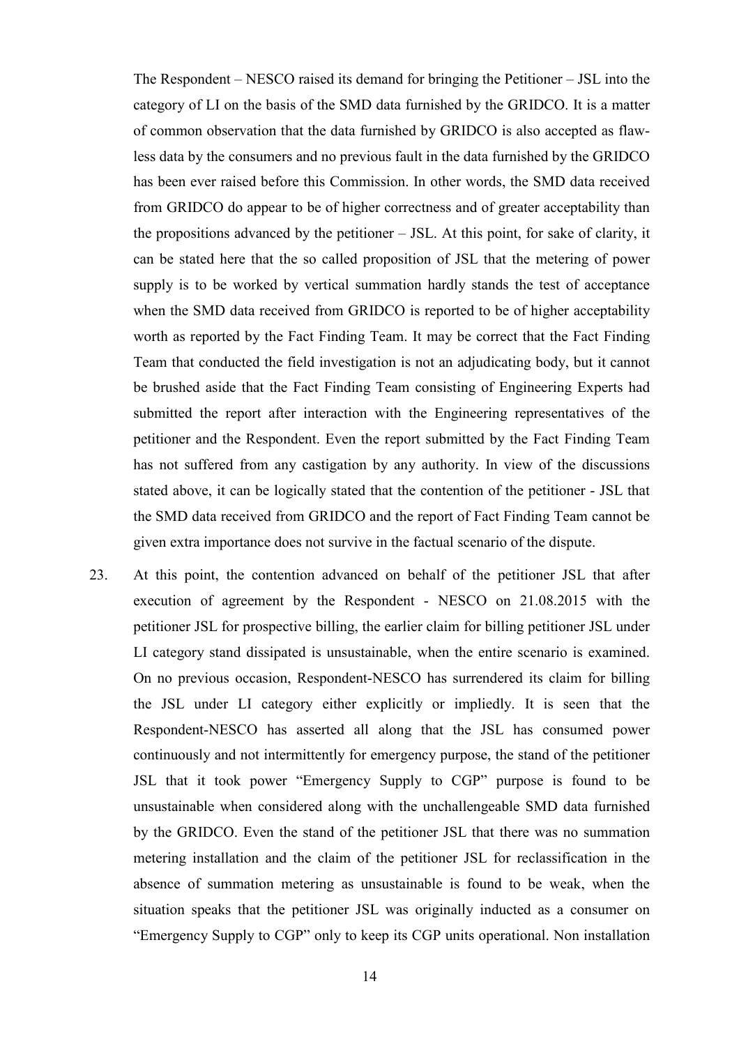The Respondent – NESCO raised its demand for bringing the Petitioner – JSL into the category of LI on the basis of the SMD data furnished by the GRIDCO. It is a matter of common observation that the data furnished by GRIDCO is also accepted as flawless data by the consumers and no previous fault in the data furnished by the GRIDCO has been ever raised before this Commission. In other words, the SMD data received from GRIDCO do appear to be of higher correctness and of greater acceptability than the propositions advanced by the petitioner – JSL. At this point, for sake of clarity, it can be stated here that the so called proposition of JSL that the metering of power supply is to be worked by vertical summation hardly stands the test of acceptance when the SMD data received from GRIDCO is reported to be of higher acceptability worth as reported by the Fact Finding Team. It may be correct that the Fact Finding Team that conducted the field investigation is not an adjudicating body, but it cannot be brushed aside that the Fact Finding Team consisting of Engineering Experts had submitted the report after interaction with the Engineering representatives of the petitioner and the Respondent. Even the report submitted by the Fact Finding Team has not suffered from any castigation by any authority. In view of the discussions stated above, it can be logically stated that the contention of the petitioner - JSL that the SMD data received from GRIDCO and the report of Fact Finding Team cannot be given extra importance does not survive in the factual scenario of the dispute.

23. At this point, the contention advanced on behalf of the petitioner JSL that after execution of agreement by the Respondent - NESCO on 21.08.2015 with the petitioner JSL for prospective billing, the earlier claim for billing petitioner JSL under LI category stand dissipated is unsustainable, when the entire scenario is examined. On no previous occasion, Respondent-NESCO has surrendered its claim for billing the JSL under LI category either explicitly or impliedly. It is seen that the Respondent-NESCO has asserted all along that the JSL has consumed power continuously and not intermittently for emergency purpose, the stand of the petitioner JSL that it took power "Emergency Supply to CGP" purpose is found to be unsustainable when considered along with the unchallengeable SMD data furnished by the GRIDCO. Even the stand of the petitioner JSL that there was no summation metering installation and the claim of the petitioner JSL for reclassification in the absence of summation metering as unsustainable is found to be weak, when the situation speaks that the petitioner JSL was originally inducted as a consumer on "Emergency Supply to CGP" only to keep its CGP units operational. Non installation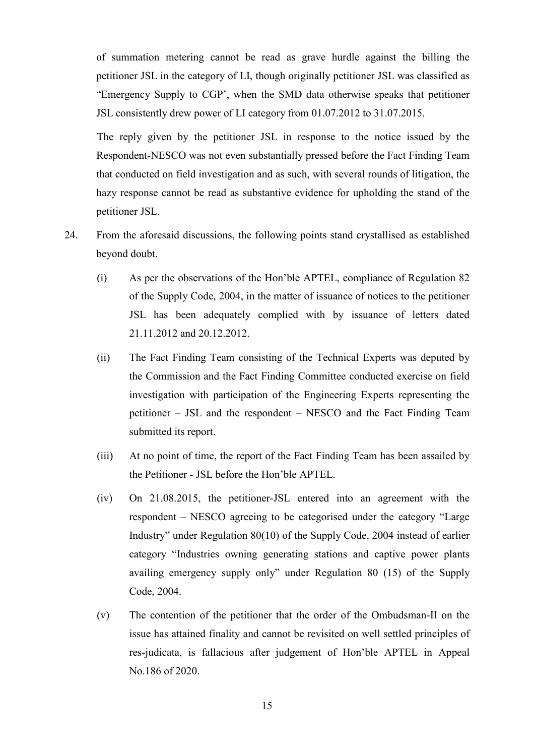of summation metering cannot be read as grave hurdle against the billing the petitioner JSL in the category of LI, though originally petitioner JSL was classified as "Emergency Supply to CGP', when the SMD data otherwise speaks that petitioner JSL consistently drew power of LI category from 01.07.2012 to 31.07.2015.

The reply given by the petitioner JSL in response to the notice issued by the Respondent-NESCO was not even substantially pressed before the Fact Finding Team that conducted on field investigation and as such, with several rounds of litigation, the hazy response cannot be read as substantive evidence for upholding the stand of the petitioner JSL.

24. From the aforesaid discussions, the following points stand crystallised as established beyond doubt.

    (i) As per the observations of the Hon'ble APTEL, compliance of Regulation 82 of the Supply Code, 2004, in the matter of issuance of notices to the petitioner JSL has been adequately complied with by issuance of letters dated 21.11.2012 and 20.12.2012.

    (ii) The Fact Finding Team consisting of the Technical Experts was deputed by the Commission and the Fact Finding Committee conducted exercise on field investigation with participation of the Engineering Experts representing the petitioner – JSL and the respondent – NESCO and the Fact Finding Team submitted its report.

    (iii) At no point of time, the report of the Fact Finding Team has been assailed by the Petitioner - JSL before the Hon'ble APTEL.

    (iv) On 21.08.2015, the petitioner-JSL entered into an agreement with the respondent – NESCO agreeing to be categorised under the category "Large Industry" under Regulation 80(10) of the Supply Code, 2004 instead of earlier category "Industries owning generating stations and captive power plants availing emergency supply only" under Regulation 80 (15) of the Supply Code, 2004.

    (v) The contention of the petitioner that the order of the Ombudsman-II on the issue has attained finality and cannot be revisited on well settled principles of res-judicata, is fallacious after judgement of Hon'ble APTEL in Appeal No.186 of 2020.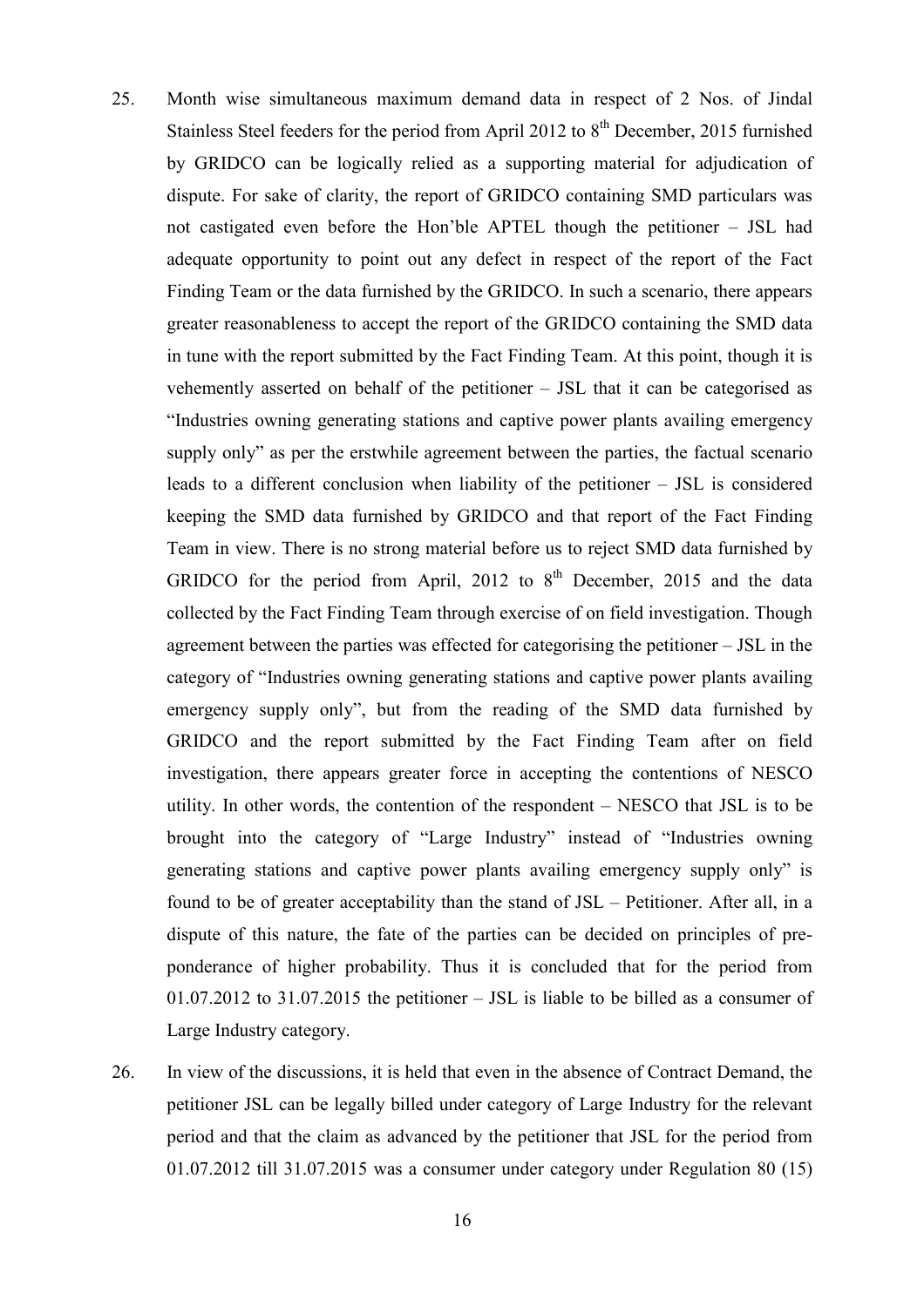25. Month wise simultaneous maximum demand data in respect of 2 Nos. of Jindal Stainless Steel feeders for the period from April 2012 to 8th December, 2015 furnished by GRIDCO can be logically relied as a supporting material for adjudication of dispute. For sake of clarity, the report of GRIDCO containing SMD particulars was not castigated even before the Hon'ble APTEL though the petitioner – JSL had adequate opportunity to point out any defect in respect of the report of the Fact Finding Team or the data furnished by the GRIDCO. In such a scenario, there appears greater reasonableness to accept the report of the GRIDCO containing the SMD data in tune with the report submitted by the Fact Finding Team. At this point, though it is vehemently asserted on behalf of the petitioner – JSL that it can be categorised as "Industries owning generating stations and captive power plants availing emergency supply only" as per the erstwhile agreement between the parties, the factual scenario leads to a different conclusion when liability of the petitioner – JSL is considered keeping the SMD data furnished by GRIDCO and that report of the Fact Finding Team in view. There is no strong material before us to reject SMD data furnished by GRIDCO for the period from April, 2012 to 8th December, 2015 and the data collected by the Fact Finding Team through exercise of on field investigation. Though agreement between the parties was effected for categorising the petitioner – JSL in the category of "Industries owning generating stations and captive power plants availing emergency supply only", but from the reading of the SMD data furnished by GRIDCO and the report submitted by the Fact Finding Team after on field investigation, there appears greater force in accepting the contentions of NESCO utility. In other words, the contention of the respondent – NESCO that JSL is to be brought into the category of "Large Industry" instead of "Industries owning generating stations and captive power plants availing emergency supply only" is found to be of greater acceptability than the stand of JSL – Petitioner. After all, in a dispute of this nature, the fate of the parties can be decided on principles of pre-ponderance of higher probability. Thus it is concluded that for the period from 01.07.2012 to 31.07.2015 the petitioner – JSL is liable to be billed as a consumer of Large Industry category.

26. In view of the discussions, it is held that even in the absence of Contract Demand, the petitioner JSL can be legally billed under category of Large Industry for the relevant period and that the claim as advanced by the petitioner that JSL for the period from 01.07.2012 till 31.07.2015 was a consumer under category under Regulation 80 (15)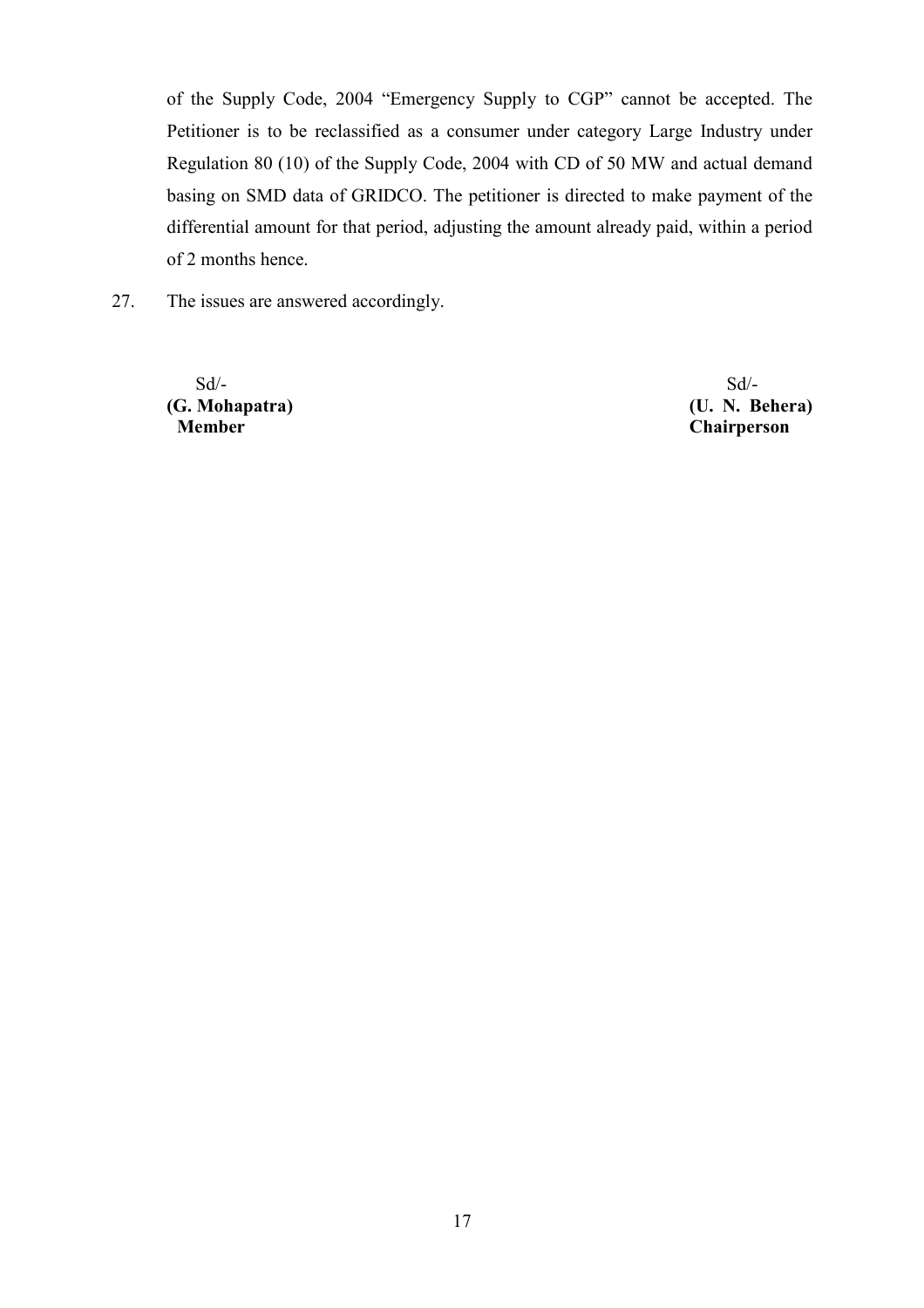of the Supply Code, 2004 "Emergency Supply to CGP" cannot be accepted. The Petitioner is to be reclassified as a consumer under category Large Industry under Regulation 80 (10) of the Supply Code, 2004 with CD of 50 MW and actual demand basing on SMD data of GRIDCO. The petitioner is directed to make payment of the differential amount for that period, adjusting the amount already paid, within a period of 2 months hence.

27. The issues are answered accordingly.

| | |
|---|---|
| Sd/- | Sd/- |
| **(G. Mohapatra)** | **(U. N. Behera)** |
| **Member** | **Chairperson** |